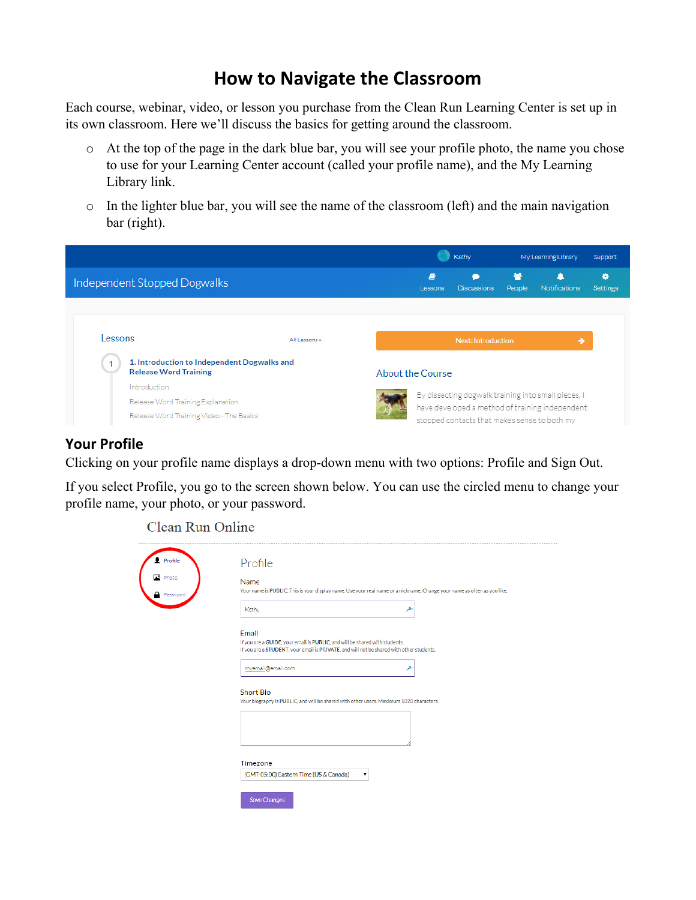# How to Navigate the Classroom

Each course, webinar, video, or lesson you purchase from the Clean Run Learning Center is set up in its own classroom. Here we'll discuss the basics for getting around the classroom.

- At the top of the page in the dark blue bar, you will see your profile photo, the name you chose to use for your Learning Center account (called your profile name), and the My Learning Library link.
- In the lighter blue bar, you will see the name of the classroom (left) and the main navigation bar (right).

## Your Profile

Clicking on your profile name displays a drop-down menu with two options: Profile and Sign Out.

If you select Profile, you go to the screen shown below. You can use the circled menu to change your profile name, your photo, or your password.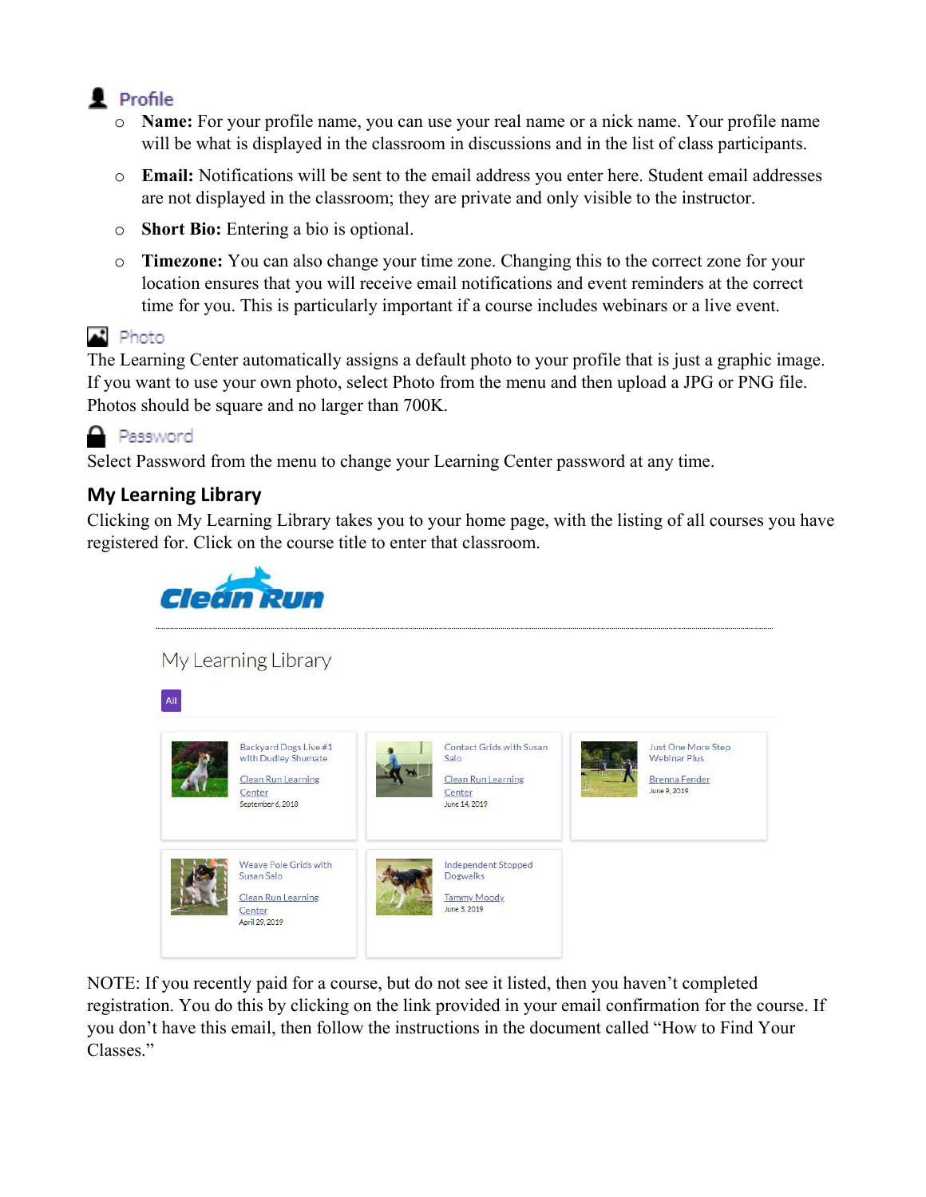## Profile

- **Name:** For your profile name, you can use your real name or a nick name. Your profile name will be what is displayed in the classroom in discussions and in the list of class participants.
- **Email:** Notifications will be sent to the email address you enter here. Student email addresses are not displayed in the classroom; they are private and only visible to the instructor.
- **Short Bio:** Entering a bio is optional.
- **Timezone:** You can also change your time zone. Changing this to the correct zone for your location ensures that you will receive email notifications and event reminders at the correct time for you. This is particularly important if a course includes webinars or a live event.

## Photo

The Learning Center automatically assigns a default photo to your profile that is just a graphic image. If you want to use your own photo, select Photo from the menu and then upload a JPG or PNG file. Photos should be square and no larger than 700K.

## Password

Select Password from the menu to change your Learning Center password at any time.

## My Learning Library

Clicking on My Learning Library takes you to your home page, with the listing of all courses you have registered for. Click on the course title to enter that classroom.

NOTE: If you recently paid for a course, but do not see it listed, then you haven't completed registration. You do this by clicking on the link provided in your email confirmation for the course. If you don't have this email, then follow the instructions in the document called "How to Find Your Classes."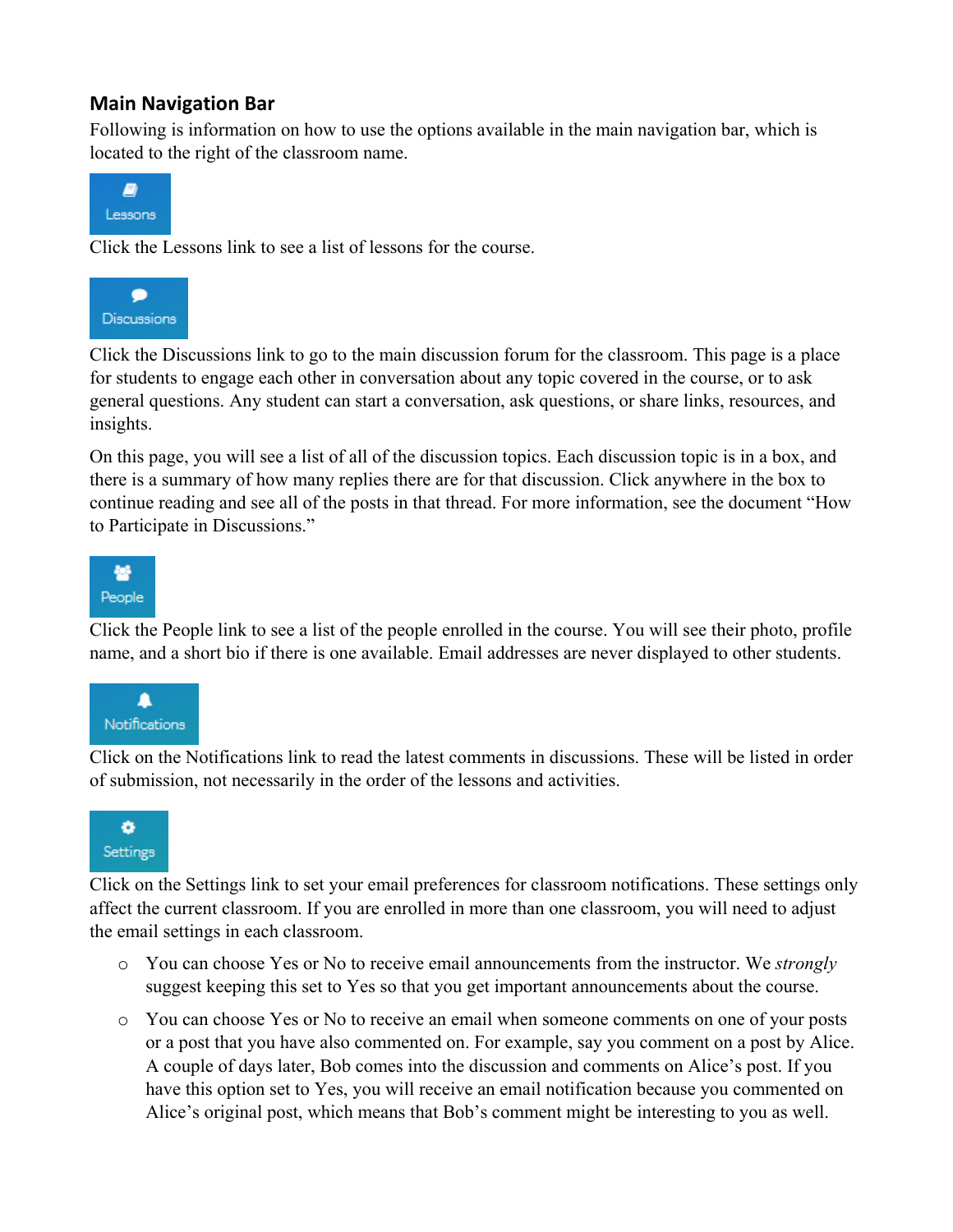## Main Navigation Bar

Following is information on how to use the options available in the main navigation bar, which is located to the right of the classroom name.

Lessons

Click the Lessons link to see a list of lessons for the course.

Discussions

Click the Discussions link to go to the main discussion forum for the classroom. This page is a place for students to engage each other in conversation about any topic covered in the course, or to ask general questions. Any student can start a conversation, ask questions, or share links, resources, and insights.

On this page, you will see a list of all of the discussion topics. Each discussion topic is in a box, and there is a summary of how many replies there are for that discussion. Click anywhere in the box to continue reading and see all of the posts in that thread. For more information, see the document "How to Participate in Discussions."

People

Click the People link to see a list of the people enrolled in the course. You will see their photo, profile name, and a short bio if there is one available. Email addresses are never displayed to other students.

Notifications

Click on the Notifications link to read the latest comments in discussions. These will be listed in order of submission, not necessarily in the order of the lessons and activities.

Settings

Click on the Settings link to set your email preferences for classroom notifications. These settings only affect the current classroom. If you are enrolled in more than one classroom, you will need to adjust the email settings in each classroom.

- You can choose Yes or No to receive email announcements from the instructor. We *strongly* suggest keeping this set to Yes so that you get important announcements about the course.
- You can choose Yes or No to receive an email when someone comments on one of your posts or a post that you have also commented on. For example, say you comment on a post by Alice. A couple of days later, Bob comes into the discussion and comments on Alice's post. If you have this option set to Yes, you will receive an email notification because you commented on Alice's original post, which means that Bob's comment might be interesting to you as well.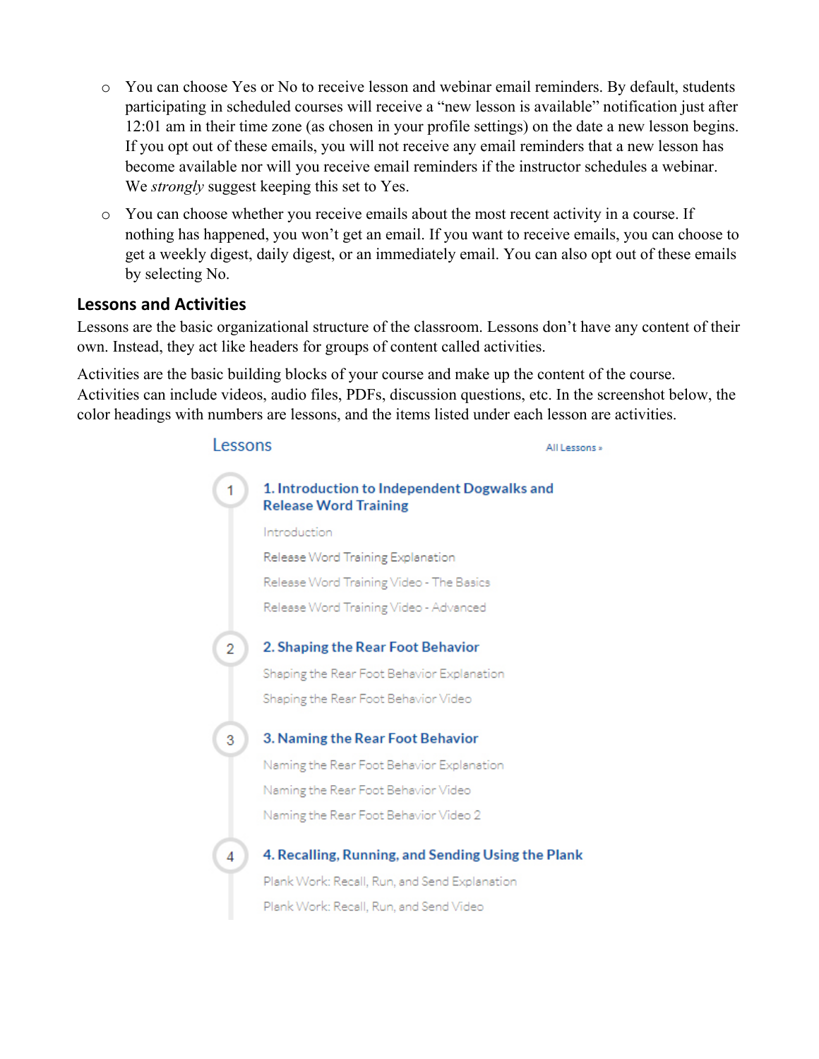- You can choose Yes or No to receive lesson and webinar email reminders. By default, students participating in scheduled courses will receive a "new lesson is available" notification just after 12:01 am in their time zone (as chosen in your profile settings) on the date a new lesson begins. If you opt out of these emails, you will not receive any email reminders that a new lesson has become available nor will you receive email reminders if the instructor schedules a webinar. We *strongly* suggest keeping this set to Yes.
- You can choose whether you receive emails about the most recent activity in a course. If nothing has happened, you won't get an email. If you want to receive emails, you can choose to get a weekly digest, daily digest, or an immediately email. You can also opt out of these emails by selecting No.

## Lessons and Activities

Lessons are the basic organizational structure of the classroom. Lessons don't have any content of their own. Instead, they act like headers for groups of content called activities.

Activities are the basic building blocks of your course and make up the content of the course. Activities can include videos, audio files, PDFs, discussion questions, etc. In the screenshot below, the color headings with numbers are lessons, and the items listed under each lesson are activities.

Lessons — All Lessons »

1. **1. Introduction to Independent Dogwalks and Release Word Training**
   - Introduction
   - Release Word Training Explanation
   - Release Word Training Video - The Basics
   - Release Word Training Video - Advanced
2. **2. Shaping the Rear Foot Behavior**
   - Shaping the Rear Foot Behavior Explanation
   - Shaping the Rear Foot Behavior Video
3. **3. Naming the Rear Foot Behavior**
   - Naming the Rear Foot Behavior Explanation
   - Naming the Rear Foot Behavior Video
   - Naming the Rear Foot Behavior Video 2
4. **4. Recalling, Running, and Sending Using the Plank**
   - Plank Work: Recall, Run, and Send Explanation
   - Plank Work: Recall, Run, and Send Video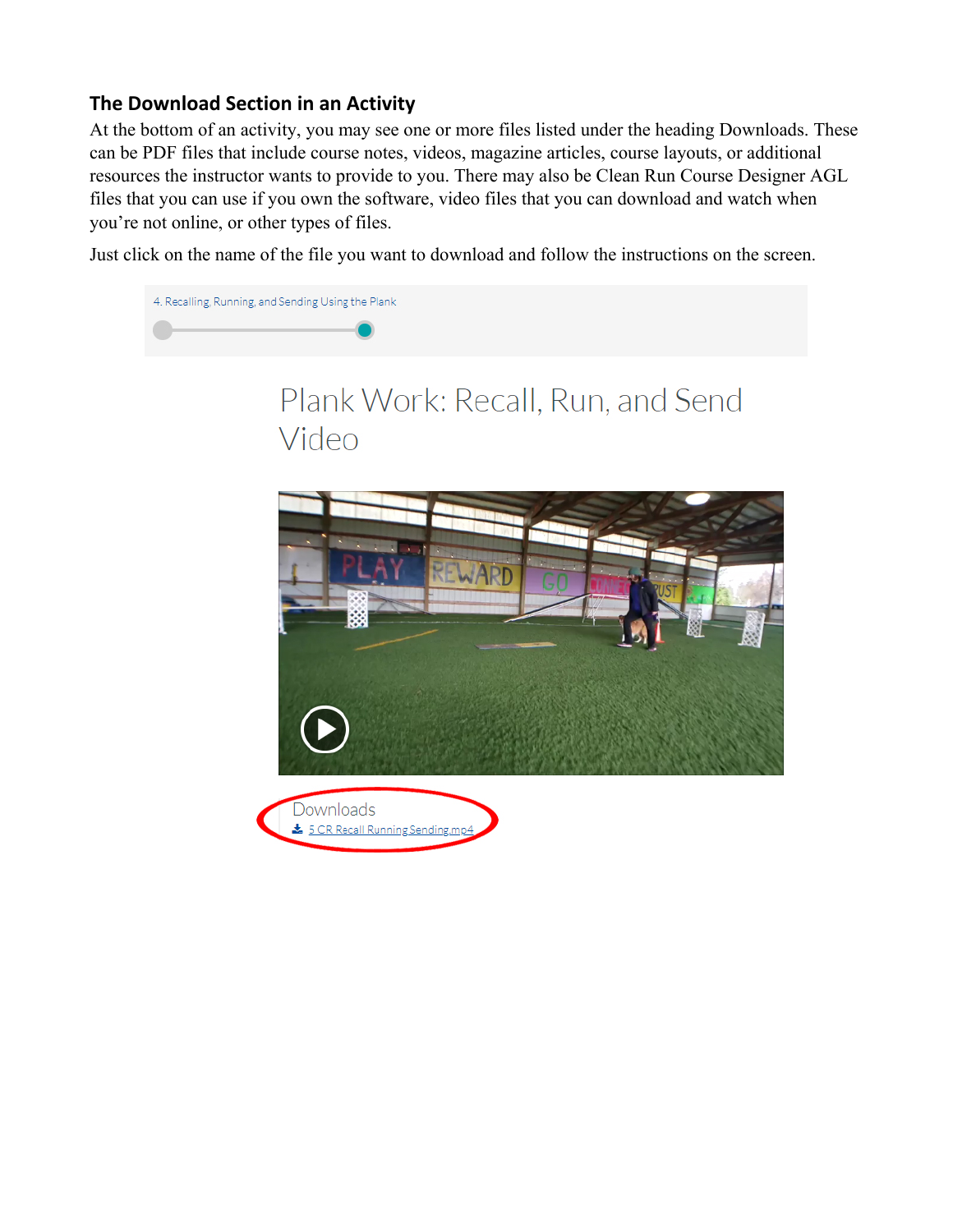## The Download Section in an Activity

At the bottom of an activity, you may see one or more files listed under the heading Downloads. These can be PDF files that include course notes, videos, magazine articles, course layouts, or additional resources the instructor wants to provide to you. There may also be Clean Run Course Designer AGL files that you can use if you own the software, video files that you can download and watch when you're not online, or other types of files.

Just click on the name of the file you want to download and follow the instructions on the screen.

4. Recalling, Running, and Sending Using the Plank

Plank Work: Recall, Run, and Send Video

Downloads

5 CR Recall Running Sending.mp4